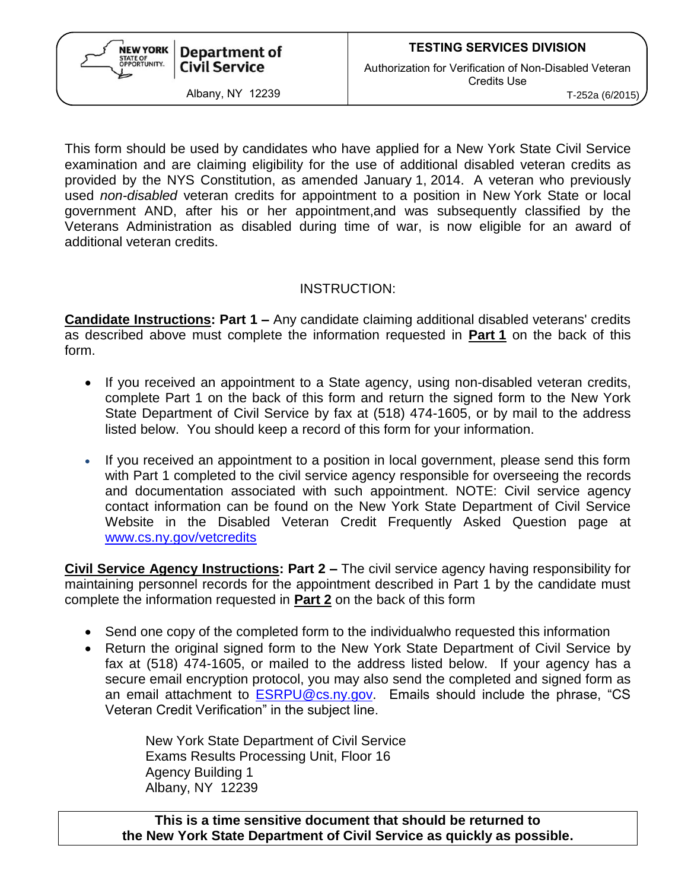**New York State of Opportunity | Department of Civil Service**

Albany, NY 12239

**TESTING SERVICES DIVISION**

Authorization for Verification of Non-Disabled Veteran Credits Use

T-252a (6/2015)

This form should be used by candidates who have applied for a New York State Civil Service examination and are claiming eligibility for the use of additional disabled veteran credits as provided by the NYS Constitution, as amended January 1, 2014. A veteran who previously used *non-disabled* veteran credits for appointment to a position in New York State or local government AND, after his or her appointment,and was subsequently classified by the Veterans Administration as disabled during time of war, is now eligible for an award of additional veteran credits.

INSTRUCTION:

**Candidate Instructions: Part 1 –** Any candidate claiming additional disabled veterans' credits as described above must complete the information requested in **Part 1** on the back of this form.

- If you received an appointment to a State agency, using non-disabled veteran credits, complete Part 1 on the back of this form and return the signed form to the New York State Department of Civil Service by fax at (518) 474-1605, or by mail to the address listed below. You should keep a record of this form for your information.
- If you received an appointment to a position in local government, please send this form with Part 1 completed to the civil service agency responsible for overseeing the records and documentation associated with such appointment. NOTE: Civil service agency contact information can be found on the New York State Department of Civil Service Website in the Disabled Veteran Credit Frequently Asked Question page at www.cs.ny.gov/vetcredits

**Civil Service Agency Instructions: Part 2 –** The civil service agency having responsibility for maintaining personnel records for the appointment described in Part 1 by the candidate must complete the information requested in **Part 2** on the back of this form

- Send one copy of the completed form to the individualwho requested this information
- Return the original signed form to the New York State Department of Civil Service by fax at (518) 474-1605, or mailed to the address listed below. If your agency has a secure email encryption protocol, you may also send the completed and signed form as an email attachment to ESRPU@cs.ny.gov. Emails should include the phrase, "CS Veteran Credit Verification" in the subject line.

New York State Department of Civil Service
Exams Results Processing Unit, Floor 16
Agency Building 1
Albany, NY 12239

**This is a time sensitive document that should be returned to the New York State Department of Civil Service as quickly as possible.**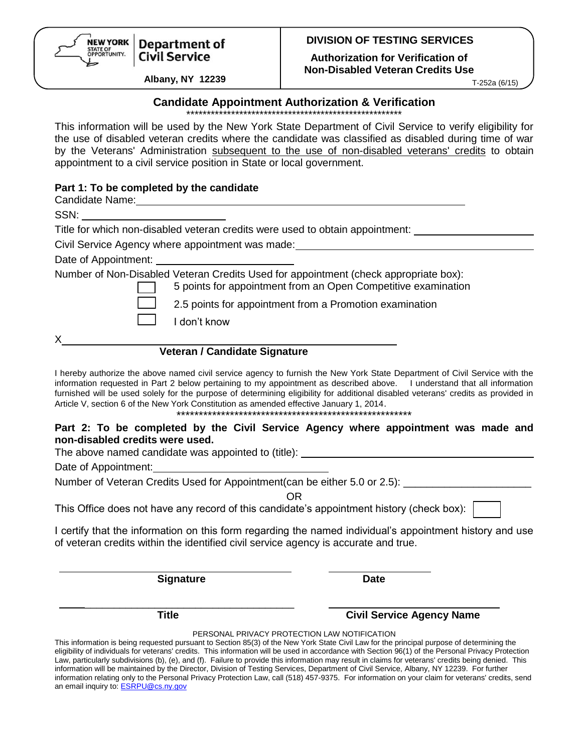NEW YORK STATE OF OPPORTUNITY. | Department of Civil Service

Albany, NY 12239

**DIVISION OF TESTING SERVICES**

**Authorization for Verification of Non-Disabled Veteran Credits Use**

T-252a (6/15)

## Candidate Appointment Authorization & Verification

*******************************************************

This information will be used by the New York State Department of Civil Service to verify eligibility for the use of disabled veteran credits where the candidate was classified as disabled during time of war by the Veterans' Administration subsequent to the use of non-disabled veterans' credits to obtain appointment to a civil service position in State or local government.

### Part 1: To be completed by the candidate

Candidate Name: ______________________________

SSN: ______________________________

Title for which non-disabled veteran credits were used to obtain appointment: ______________________________

Civil Service Agency where appointment was made: ______________________________

Date of Appointment: ______________________________

Number of Non-Disabled Veteran Credits Used for appointment (check appropriate box):

- ☐ 5 points for appointment from an Open Competitive examination
- ☐ 2.5 points for appointment from a Promotion examination
- ☐ I don't know

X______________________________

**Veteran / Candidate Signature**

I hereby authorize the above named civil service agency to furnish the New York State Department of Civil Service with the information requested in Part 2 below pertaining to my appointment as described above. I understand that all information furnished will be used solely for the purpose of determining eligibility for additional disabled veterans' credits as provided in Article V, section 6 of the New York Constitution as amended effective January 1, 2014.

*******************************************************

### Part 2: To be completed by the Civil Service Agency where appointment was made and non-disabled credits were used.

The above named candidate was appointed to (title): ______________________________

Date of Appointment: ______________________________

Number of Veteran Credits Used for Appointment(can be either 5.0 or 2.5): ______________________________

OR

This Office does not have any record of this candidate's appointment history (check box): ☐

I certify that the information on this form regarding the named individual's appointment history and use of veteran credits within the identified civil service agency is accurate and true.

______________________________ **Signature** ______________________________ **Date**

______________________________ **Title** ______________________________ **Civil Service Agency Name**

PERSONAL PRIVACY PROTECTION LAW NOTIFICATION

This information is being requested pursuant to Section 85(3) of the New York State Civil Law for the principal purpose of determining the eligibility of individuals for veterans' credits. This information will be used in accordance with Section 96(1) of the Personal Privacy Protection Law, particularly subdivisions (b), (e), and (f). Failure to provide this information may result in claims for veterans' credits being denied. This information will be maintained by the Director, Division of Testing Services, Department of Civil Service, Albany, NY 12239. For further information relating only to the Personal Privacy Protection Law, call (518) 457-9375. For information on your claim for veterans' credits, send an email inquiry to: ESRPU@cs.ny.gov